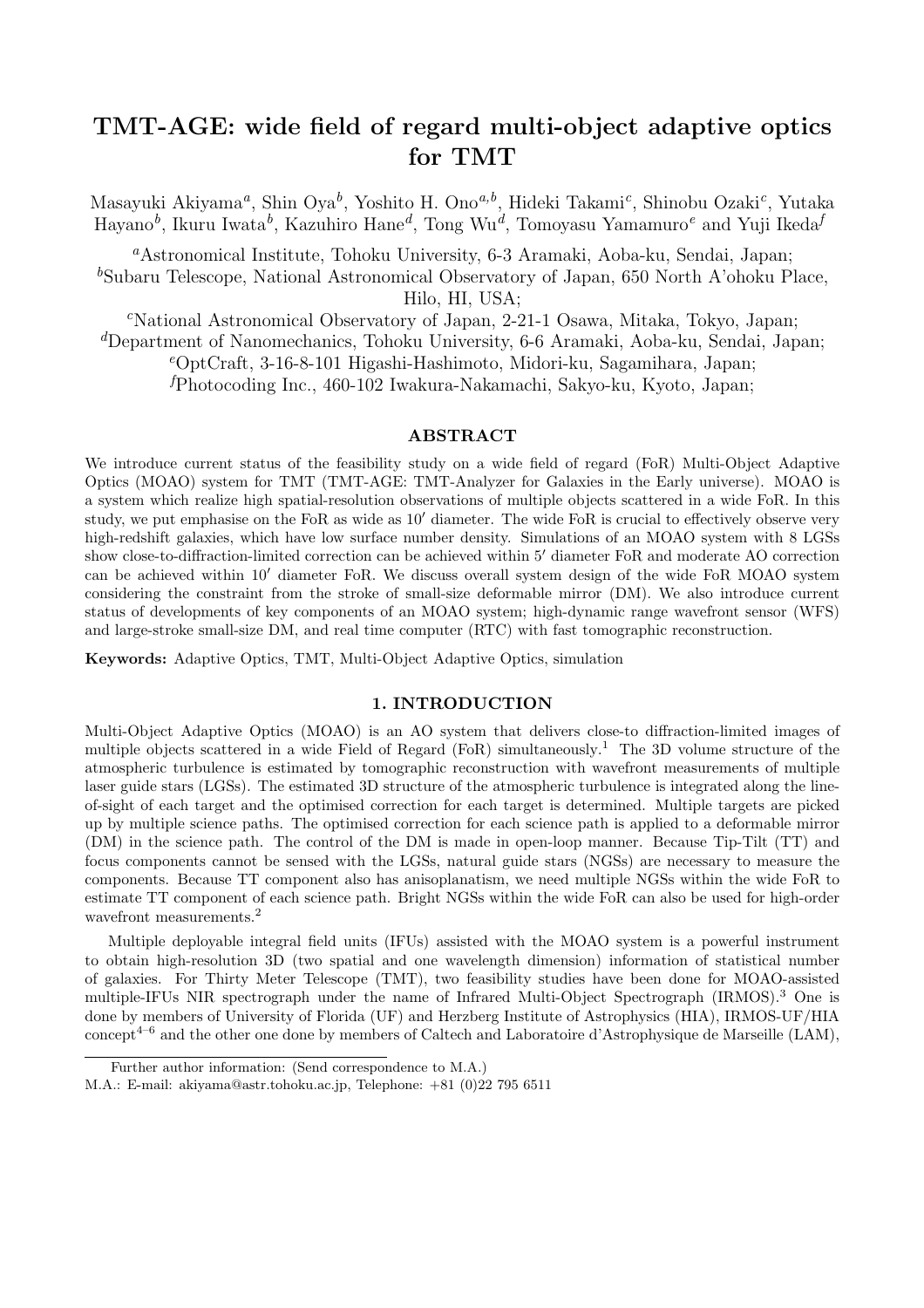# TMT-AGE: wide field of regard multi-object adaptive optics for TMT

Masayuki Akiyama[a], Shin Oya[b], Yoshito H. Ono[a,b], Hideki Takami[c], Shinobu Ozaki[c], Yutaka Hayano[b], Ikuru Iwata[b], Kazuhiro Hane[d], Tong Wu[d], Tomoyasu Yamamuro[e] and Yuji Ikeda[f]

[a]Astronomical Institute, Tohoku University, 6-3 Aramaki, Aoba-ku, Sendai, Japan;
[b]Subaru Telescope, National Astronomical Observatory of Japan, 650 North A'ohoku Place, Hilo, HI, USA;
[c]National Astronomical Observatory of Japan, 2-21-1 Osawa, Mitaka, Tokyo, Japan;
[d]Department of Nanomechanics, Tohoku University, 6-6 Aramaki, Aoba-ku, Sendai, Japan;
[e]OptCraft, 3-16-8-101 Higashi-Hashimoto, Midori-ku, Sagamihara, Japan;
[f]Photocoding Inc., 460-102 Iwakura-Nakamachi, Sakyo-ku, Kyoto, Japan;

## ABSTRACT

We introduce current status of the feasibility study on a wide field of regard (FoR) Multi-Object Adaptive Optics (MOAO) system for TMT (TMT-AGE: TMT-Analyzer for Galaxies in the Early universe). MOAO is a system which realize high spatial-resolution observations of multiple objects scattered in a wide FoR. In this study, we put emphasise on the FoR as wide as $10'$ diameter. The wide FoR is crucial to effectively observe very high-redshift galaxies, which have low surface number density. Simulations of an MOAO system with 8 LGSs show close-to-diffraction-limited correction can be achieved within $5'$ diameter FoR and moderate AO correction can be achieved within $10'$ diameter FoR. We discuss overall system design of the wide FoR MOAO system considering the constraint from the stroke of small-size deformable mirror (DM). We also introduce current status of developments of key components of an MOAO system; high-dynamic range wavefront sensor (WFS) and large-stroke small-size DM, and real time computer (RTC) with fast tomographic reconstruction.

**Keywords:** Adaptive Optics, TMT, Multi-Object Adaptive Optics, simulation

## 1. INTRODUCTION

Multi-Object Adaptive Optics (MOAO) is an AO system that delivers close-to diffraction-limited images of multiple objects scattered in a wide Field of Regard (FoR) simultaneously.[1] The 3D volume structure of the atmospheric turbulence is estimated by tomographic reconstruction with wavefront measurements of multiple laser guide stars (LGSs). The estimated 3D structure of the atmospheric turbulence is integrated along the line-of-sight of each target and the optimised correction for each target is determined. Multiple targets are picked up by multiple science paths. The optimised correction for each science path is applied to a deformable mirror (DM) in the science path. The control of the DM is made in open-loop manner. Because Tip-Tilt (TT) and focus components cannot be sensed with the LGSs, natural guide stars (NGSs) are necessary to measure the components. Because TT component also has anisoplanatism, we need multiple NGSs within the wide FoR to estimate TT component of each science path. Bright NGSs within the wide FoR can also be used for high-order wavefront measurements.[2]

Multiple deployable integral field units (IFUs) assisted with the MOAO system is a powerful instrument to obtain high-resolution 3D (two spatial and one wavelength dimension) information of statistical number of galaxies. For Thirty Meter Telescope (TMT), two feasibility studies have been done for MOAO-assisted multiple-IFUs NIR spectrograph under the name of Infrared Multi-Object Spectrograph (IRMOS).[3] One is done by members of University of Florida (UF) and Herzberg Institute of Astrophysics (HIA), IRMOS-UF/HIA concept[4–6] and the other one done by members of Caltech and Laboratoire d'Astrophysique de Marseille (LAM),

Further author information: (Send correspondence to M.A.)
M.A.: E-mail: akiyama@astr.tohoku.ac.jp, Telephone: +81 (0)22 795 6511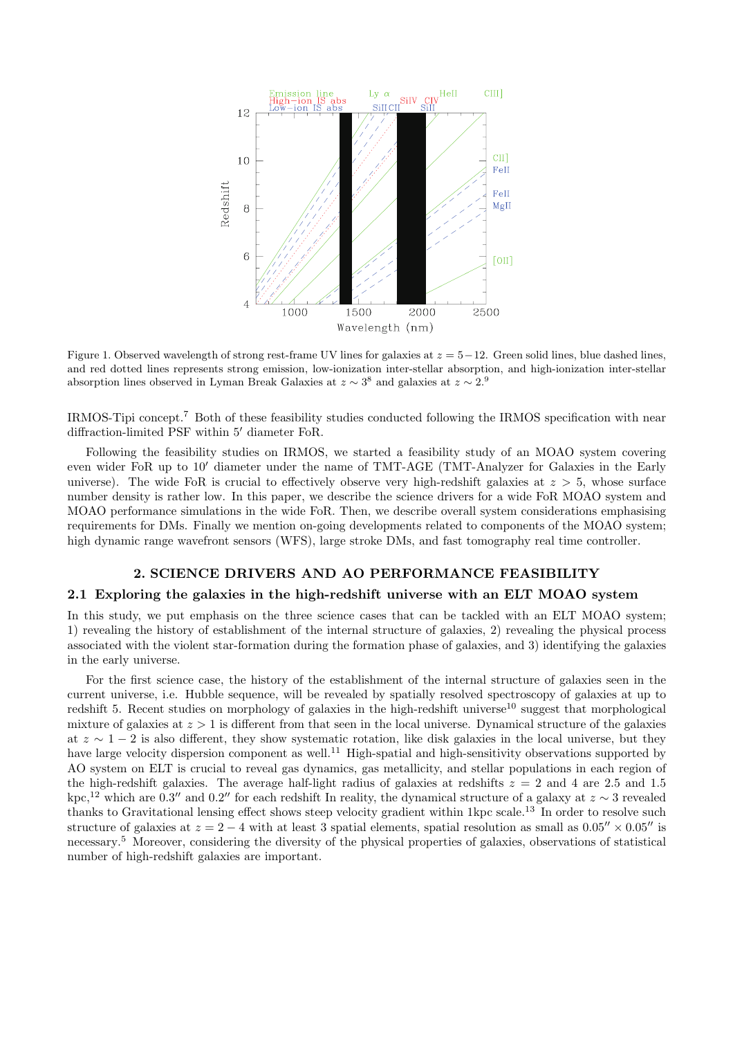Figure 1. Observed wavelength of strong rest-frame UV lines for galaxies at $z = 5-12$. Green solid lines, blue dashed lines, and red dotted lines represents strong emission, low-ionization inter-stellar absorption, and high-ionization inter-stellar absorption lines observed in Lyman Break Galaxies at $z \sim 3$[8] and galaxies at $z \sim 2$.[9]

IRMOS-Tipi concept.[7] Both of these feasibility studies conducted following the IRMOS specification with near diffraction-limited PSF within 5′ diameter FoR.

Following the feasibility studies on IRMOS, we started a feasibility study of an MOAO system covering even wider FoR up to 10′ diameter under the name of TMT-AGE (TMT-Analyzer for Galaxies in the Early universe). The wide FoR is crucial to effectively observe very high-redshift galaxies at $z > 5$, whose surface number density is rather low. In this paper, we describe the science drivers for a wide FoR MOAO system and MOAO performance simulations in the wide FoR. Then, we describe overall system considerations emphasising requirements for DMs. Finally we mention on-going developments related to components of the MOAO system; high dynamic range wavefront sensors (WFS), large stroke DMs, and fast tomography real time controller.

## 2. SCIENCE DRIVERS AND AO PERFORMANCE FEASIBILITY

### 2.1 Exploring the galaxies in the high-redshift universe with an ELT MOAO system

In this study, we put emphasis on the three science cases that can be tackled with an ELT MOAO system; 1) revealing the history of establishment of the internal structure of galaxies, 2) revealing the physical process associated with the violent star-formation during the formation phase of galaxies, and 3) identifying the galaxies in the early universe.

For the first science case, the history of the establishment of the internal structure of galaxies seen in the current universe, i.e. Hubble sequence, will be revealed by spatially resolved spectroscopy of galaxies at up to redshift 5. Recent studies on morphology of galaxies in the high-redshift universe[10] suggest that morphological mixture of galaxies at $z > 1$ is different from that seen in the local universe. Dynamical structure of the galaxies at $z \sim 1-2$ is also different, they show systematic rotation, like disk galaxies in the local universe, but they have large velocity dispersion component as well.[11] High-spatial and high-sensitivity observations supported by AO system on ELT is crucial to reveal gas dynamics, gas metallicity, and stellar populations in each region of the high-redshift galaxies. The average half-light radius of galaxies at redshifts $z = 2$ and 4 are 2.5 and 1.5 kpc,[12] which are 0.3″ and 0.2″ for each redshift In reality, the dynamical structure of a galaxy at $z \sim 3$ revealed thanks to Gravitational lensing effect shows steep velocity gradient within 1kpc scale.[13] In order to resolve such structure of galaxies at $z = 2-4$ with at least 3 spatial elements, spatial resolution as small as $0.05'' \times 0.05''$ is necessary.[5] Moreover, considering the diversity of the physical properties of galaxies, observations of statistical number of high-redshift galaxies are important.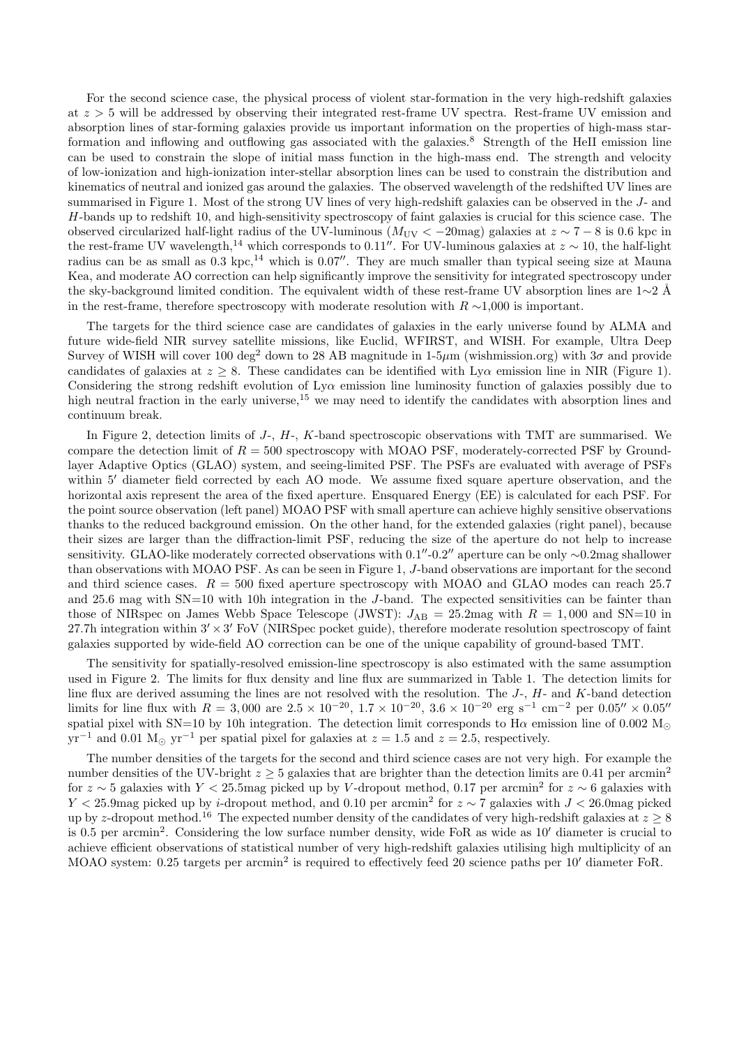For the second science case, the physical process of violent star-formation in the very high-redshift galaxies at $z > 5$ will be addressed by observing their integrated rest-frame UV spectra. Rest-frame UV emission and absorption lines of star-forming galaxies provide us important information on the properties of high-mass star-formation and inflowing and outflowing gas associated with the galaxies.[8] Strength of the HeII emission line can be used to constrain the slope of initial mass function in the high-mass end. The strength and velocity of low-ionization and high-ionization inter-stellar absorption lines can be used to constrain the distribution and kinematics of neutral and ionized gas around the galaxies. The observed wavelength of the redshifted UV lines are summarised in Figure 1. Most of the strong UV lines of very high-redshift galaxies can be observed in the $J$- and $H$-bands up to redshift 10, and high-sensitivity spectroscopy of faint galaxies is crucial for this science case. The observed circularized half-light radius of the UV-luminous ($M_{\rm UV} < -20$mag) galaxies at $z \sim 7-8$ is 0.6 kpc in the rest-frame UV wavelength,[14] which corresponds to $0.11''$. For UV-luminous galaxies at $z \sim 10$, the half-light radius can be as small as 0.3 kpc,[14] which is $0.07''$. They are much smaller than typical seeing size at Mauna Kea, and moderate AO correction can help significantly improve the sensitivity for integrated spectroscopy under the sky-background limited condition. The equivalent width of these rest-frame UV absorption lines are 1$\sim$2 Å in the rest-frame, therefore spectroscopy with moderate resolution with $R \sim$1,000 is important.

The targets for the third science case are candidates of galaxies in the early universe found by ALMA and future wide-field NIR survey satellite missions, like Euclid, WFIRST, and WISH. For example, Ultra Deep Survey of WISH will cover 100 deg$^2$ down to 28 AB magnitude in 1-5$\mu$m (wishmission.org) with $3\sigma$ and provide candidates of galaxies at $z \geq 8$. These candidates can be identified with Ly$\alpha$ emission line in NIR (Figure 1). Considering the strong redshift evolution of Ly$\alpha$ emission line luminosity function of galaxies possibly due to high neutral fraction in the early universe,[15] we may need to identify the candidates with absorption lines and continuum break.

In Figure 2, detection limits of $J$-, $H$-, $K$-band spectroscopic observations with TMT are summarised. We compare the detection limit of $R = 500$ spectroscopy with MOAO PSF, moderately-corrected PSF by Ground-layer Adaptive Optics (GLAO) system, and seeing-limited PSF. The PSFs are evaluated with average of PSFs within $5'$ diameter field corrected by each AO mode. We assume fixed square aperture observation, and the horizontal axis represent the area of the fixed aperture. Ensquared Energy (EE) is calculated for each PSF. For the point source observation (left panel) MOAO PSF with small aperture can achieve highly sensitive observations thanks to the reduced background emission. On the other hand, for the extended galaxies (right panel), because their sizes are larger than the diffraction-limit PSF, reducing the size of the aperture do not help to increase sensitivity. GLAO-like moderately corrected observations with $0.1''$-$0.2''$ aperture can be only $\sim$0.2mag shallower than observations with MOAO PSF. As can be seen in Figure 1, $J$-band observations are important for the second and third science cases. $R = 500$ fixed aperture spectroscopy with MOAO and GLAO modes can reach 25.7 and 25.6 mag with SN=10 with 10h integration in the $J$-band. The expected sensitivities can be fainter than those of NIRspec on James Webb Space Telescope (JWST): $J_{\rm AB} = 25.2$mag with $R = 1,000$ and SN=10 in 27.7h integration within $3' \times 3'$ FoV (NIRSpec pocket guide), therefore moderate resolution spectroscopy of faint galaxies supported by wide-field AO correction can be one of the unique capability of ground-based TMT.

The sensitivity for spatially-resolved emission-line spectroscopy is also estimated with the same assumption used in Figure 2. The limits for flux density and line flux are summarized in Table 1. The detection limits for line flux are derived assuming the lines are not resolved with the resolution. The $J$-, $H$- and $K$-band detection limits for line flux with $R = 3,000$ are $2.5 \times 10^{-20}$, $1.7 \times 10^{-20}$, $3.6 \times 10^{-20}$ erg s$^{-1}$ cm$^{-2}$ per $0.05'' \times 0.05''$ spatial pixel with SN=10 by 10h integration. The detection limit corresponds to H$\alpha$ emission line of 0.002 M$_\odot$ yr$^{-1}$ and 0.01 M$_\odot$ yr$^{-1}$ per spatial pixel for galaxies at $z = 1.5$ and $z = 2.5$, respectively.

The number densities of the targets for the second and third science cases are not very high. For example the number densities of the UV-bright $z \geq 5$ galaxies that are brighter than the detection limits are 0.41 per arcmin$^2$ for $z \sim 5$ galaxies with $Y < 25.5$mag picked up by $V$-dropout method, 0.17 per arcmin$^2$ for $z \sim 6$ galaxies with $Y < 25.9$mag picked up by $i$-dropout method, and 0.10 per arcmin$^2$ for $z \sim 7$ galaxies with $J < 26.0$mag picked up by $z$-dropout method.[16] The expected number density of the candidates of very high-redshift galaxies at $z \geq 8$ is 0.5 per arcmin$^2$. Considering the low surface number density, wide FoR as wide as $10'$ diameter is crucial to achieve efficient observations of statistical number of very high-redshift galaxies utilising high multiplicity of an MOAO system: 0.25 targets per arcmin$^2$ is required to effectively feed 20 science paths per $10'$ diameter FoR.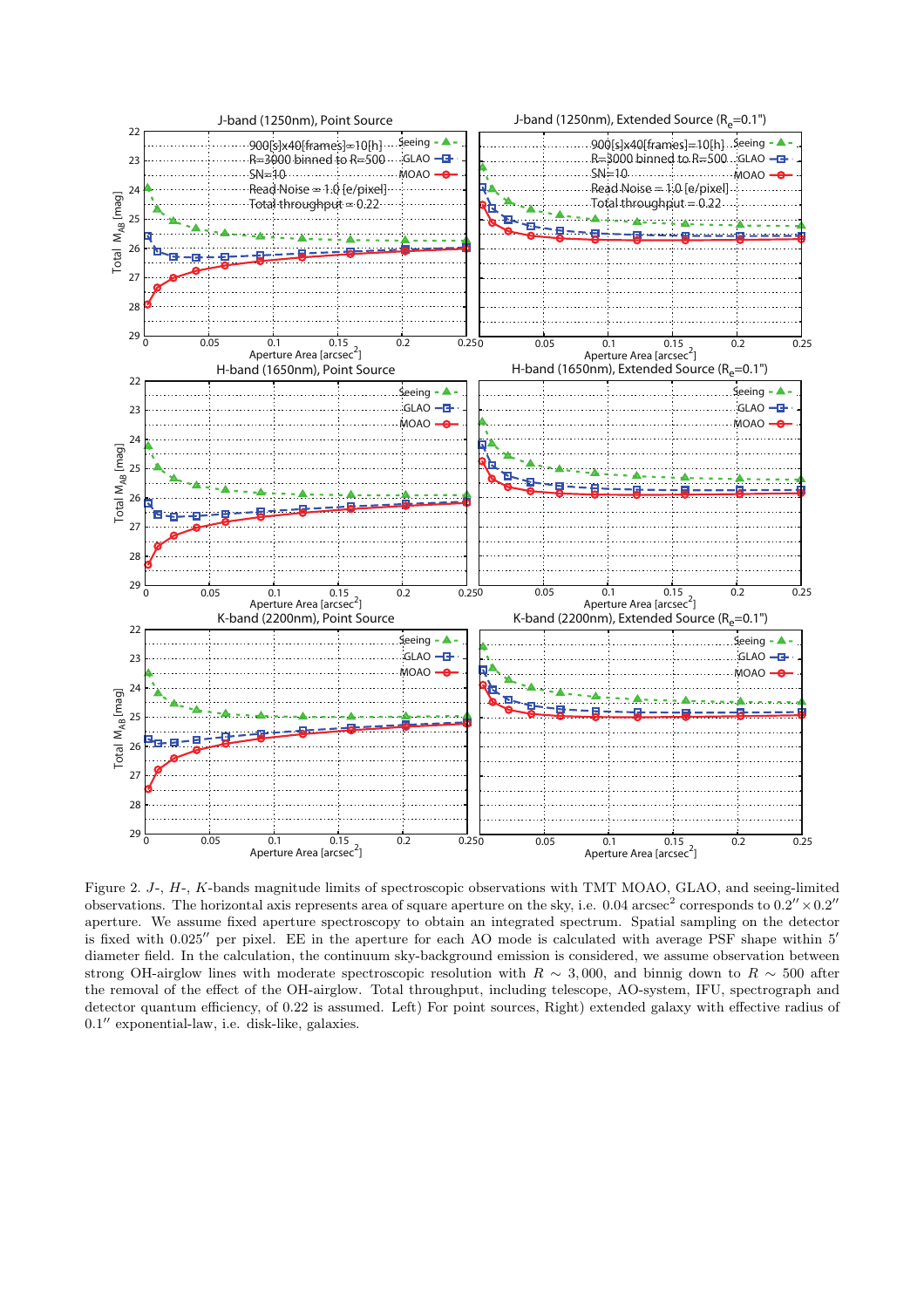Figure 2. $J$-, $H$-, $K$-bands magnitude limits of spectroscopic observations with TMT MOAO, GLAO, and seeing-limited observations. The horizontal axis represents area of square aperture on the sky, i.e. 0.04 arcsec$^2$ corresponds to $0.2'' \times 0.2''$ aperture. We assume fixed aperture spectroscopy to obtain an integrated spectrum. Spatial sampling on the detector is fixed with $0.025''$ per pixel. EE in the aperture for each AO mode is calculated with average PSF shape within $5'$ diameter field. In the calculation, the continuum sky-background emission is considered, we assume observation between strong OH-airglow lines with moderate spectroscopic resolution with $R \sim 3,000$, and binnig down to $R \sim 500$ after the removal of the effect of the OH-airglow. Total throughput, including telescope, AO-system, IFU, spectrograph and detector quantum efficiency, of 0.22 is assumed. Left) For point sources, Right) extended galaxy with effective radius of $0.1''$ exponential-law, i.e. disk-like, galaxies.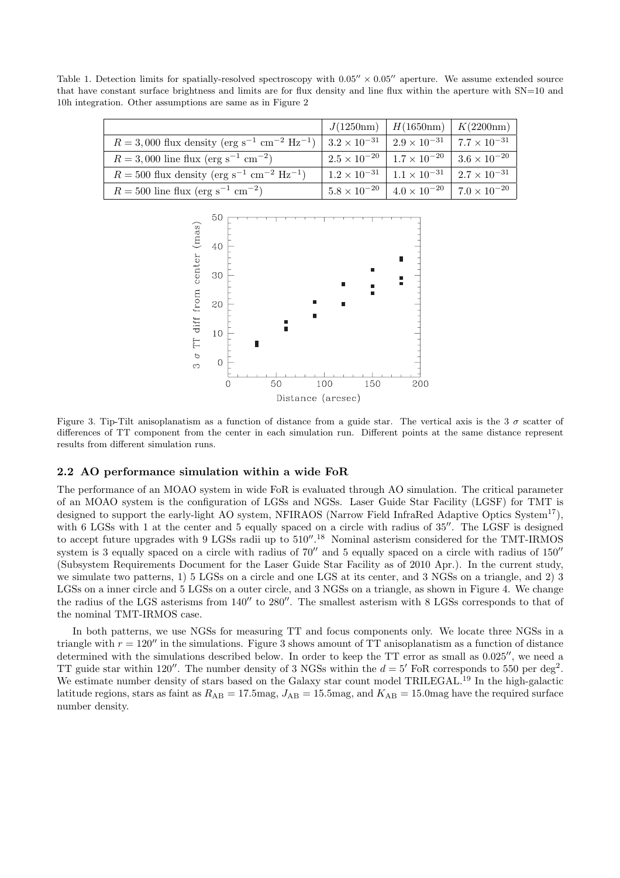Table 1. Detection limits for spatially-resolved spectroscopy with $0.05'' \times 0.05''$ aperture. We assume extended source that have constant surface brightness and limits are for flux density and line flux within the aperture with SN=10 and 10h integration. Other assumptions are same as in Figure 2

| | $J$(1250nm) | $H$(1650nm) | $K$(2200nm) |
|---|---|---|---|
| $R = 3,000$ flux density (erg s$^{-1}$ cm$^{-2}$ Hz$^{-1}$) | $3.2 \times 10^{-31}$ | $2.9 \times 10^{-31}$ | $7.7 \times 10^{-31}$ |
| $R = 3,000$ line flux (erg s$^{-1}$ cm$^{-2}$) | $2.5 \times 10^{-20}$ | $1.7 \times 10^{-20}$ | $3.6 \times 10^{-20}$ |
| $R = 500$ flux density (erg s$^{-1}$ cm$^{-2}$ Hz$^{-1}$) | $1.2 \times 10^{-31}$ | $1.1 \times 10^{-31}$ | $2.7 \times 10^{-31}$ |
| $R = 500$ line flux (erg s$^{-1}$ cm$^{-2}$) | $5.8 \times 10^{-20}$ | $4.0 \times 10^{-20}$ | $7.0 \times 10^{-20}$ |

Figure 3. Tip-Tilt anisoplanatism as a function of distance from a guide star. The vertical axis is the 3 $\sigma$ scatter of differences of TT component from the center in each simulation run. Different points at the same distance represent results from different simulation runs.

## 2.2 AO performance simulation within a wide FoR

The performance of an MOAO system in wide FoR is evaluated through AO simulation. The critical parameter of an MOAO system is the configuration of LGSs and NGSs. Laser Guide Star Facility (LGSF) for TMT is designed to support the early-light AO system, NFIRAOS (Narrow Field InfraRed Adaptive Optics System[17]), with 6 LGSs with 1 at the center and 5 equally spaced on a circle with radius of $35''$. The LGSF is designed to accept future upgrades with 9 LGSs radii up to $510''$.[18] Nominal asterism considered for the TMT-IRMOS system is 3 equally spaced on a circle with radius of $70''$ and 5 equally spaced on a circle with radius of $150''$ (Subsystem Requirements Document for the Laser Guide Star Facility as of 2010 Apr.). In the current study, we simulate two patterns, 1) 5 LGSs on a circle and one LGS at its center, and 3 NGSs on a triangle, and 2) 3 LGSs on a inner circle and 5 LGSs on a outer circle, and 3 NGSs on a triangle, as shown in Figure 4. We change the radius of the LGS asterisms from $140''$ to $280''$. The smallest asterism with 8 LGSs corresponds to that of the nominal TMT-IRMOS case.

In both patterns, we use NGSs for measuring TT and focus components only. We locate three NGSs in a triangle with $r = 120''$ in the simulations. Figure 3 shows amount of TT anisoplanatism as a function of distance determined with the simulations described below. In order to keep the TT error as small as $0.025''$, we need a TT guide star within $120''$. The number density of 3 NGSs within the $d = 5'$ FoR corresponds to 550 per deg$^2$. We estimate number density of stars based on the Galaxy star count model TRILEGAL.[19] In the high-galactic latitude regions, stars as faint as $R_{\rm AB} = 17.5$mag, $J_{\rm AB} = 15.5$mag, and $K_{\rm AB} = 15.0$mag have the required surface number density.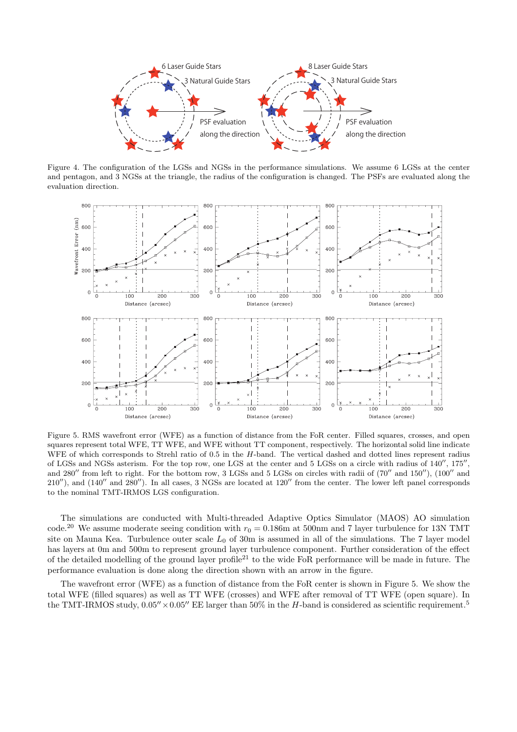Figure 4. The configuration of the LGSs and NGSs in the performance simulations. We assume 6 LGSs at the center and pentagon, and 3 NGSs at the triangle, the radius of the configuration is changed. The PSFs are evaluated along the evaluation direction.

Figure 5. RMS wavefront error (WFE) as a function of distance from the FoR center. Filled squares, crosses, and open squares represent total WFE, TT WFE, and WFE without TT component, respectively. The horizontal solid line indicate WFE of which corresponds to Strehl ratio of 0.5 in the $H$-band. The vertical dashed and dotted lines represent radius of LGSs and NGSs asterism. For the top row, one LGS at the center and 5 LGSs on a circle with radius of 140″, 175″, and 280″ from left to right. For the bottom row, 3 LGSs and 5 LGSs on circles with radii of (70″ and 150″), (100″ and 210″), and (140″ and 280″). In all cases, 3 NGSs are located at 120″ from the center. The lower left panel corresponds to the nominal TMT-IRMOS LGS configuration.

The simulations are conducted with Multi-threaded Adaptive Optics Simulator (MAOS) AO simulation code.[20] We assume moderate seeing condition with $r_0 = 0.186$m at 500nm and 7 layer turbulence for 13N TMT site on Mauna Kea. Turbulence outer scale $L_0$ of 30m is assumed in all of the simulations. The 7 layer model has layers at 0m and 500m to represent ground layer turbulence component. Further consideration of the effect of the detailed modelling of the ground layer profile[21] to the wide FoR performance will be made in future. The performance evaluation is done along the direction shown with an arrow in the figure.

The wavefront error (WFE) as a function of distance from the FoR center is shown in Figure 5. We show the total WFE (filled squares) as well as TT WFE (crosses) and WFE after removal of TT WFE (open square). In the TMT-IRMOS study, $0.05'' \times 0.05''$ EE larger than 50% in the $H$-band is considered as scientific requirement.[5]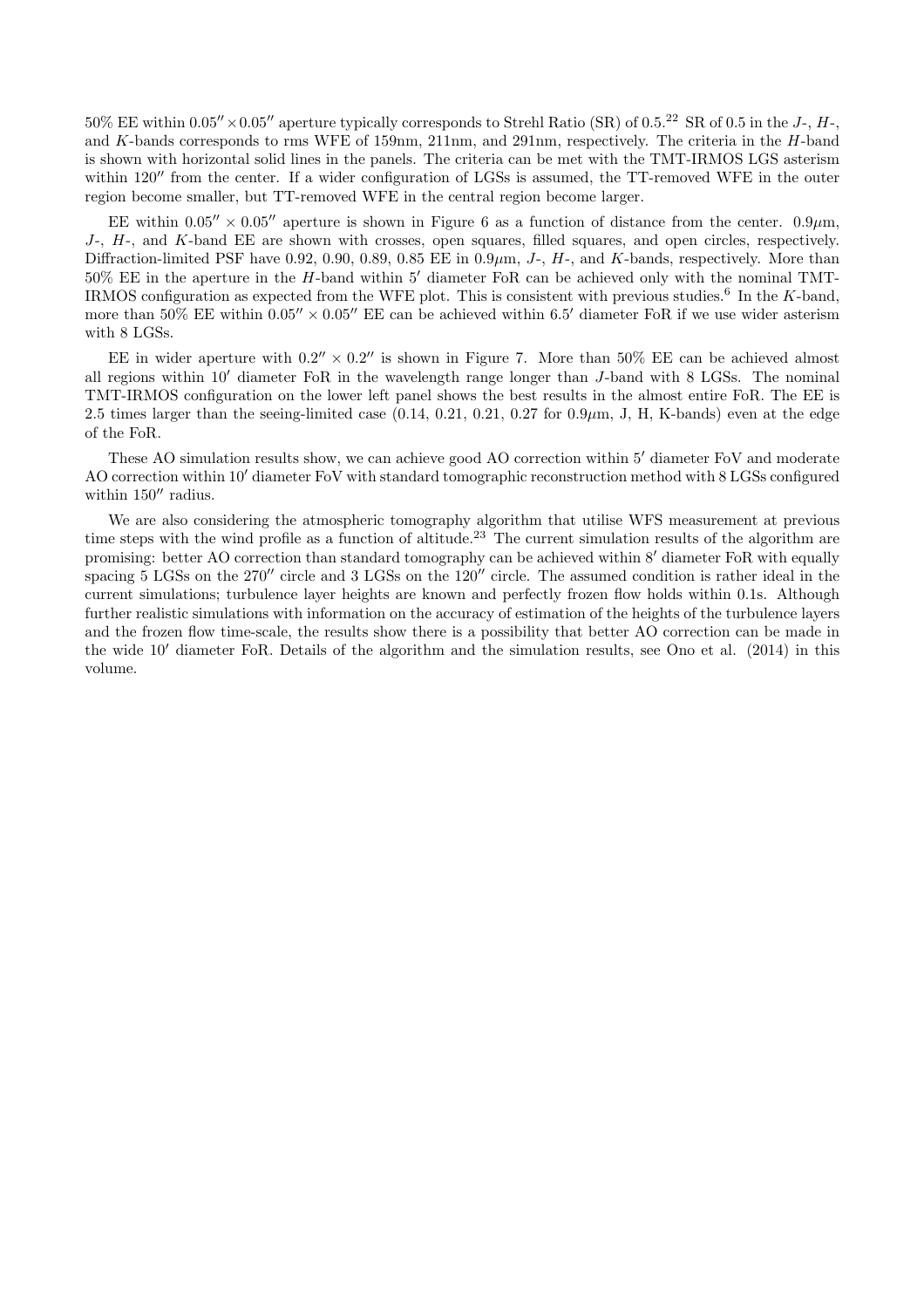50% EE within $0.05'' \times 0.05''$ aperture typically corresponds to Strehl Ratio (SR) of 0.5.[22] SR of 0.5 in the *J*-, *H*-, and *K*-bands corresponds to rms WFE of 159nm, 211nm, and 291nm, respectively. The criteria in the *H*-band is shown with horizontal solid lines in the panels. The criteria can be met with the TMT-IRMOS LGS asterism within $120''$ from the center. If a wider configuration of LGSs is assumed, the TT-removed WFE in the outer region become smaller, but TT-removed WFE in the central region become larger.

EE within $0.05'' \times 0.05''$ aperture is shown in Figure 6 as a function of distance from the center. $0.9\mu$m, *J*-, *H*-, and *K*-band EE are shown with crosses, open squares, filled squares, and open circles, respectively. Diffraction-limited PSF have 0.92, 0.90, 0.89, 0.85 EE in $0.9\mu$m, *J*-, *H*-, and *K*-bands, respectively. More than 50% EE in the aperture in the *H*-band within $5'$ diameter FoR can be achieved only with the nominal TMT-IRMOS configuration as expected from the WFE plot. This is consistent with previous studies.[6] In the *K*-band, more than 50% EE within $0.05'' \times 0.05''$ EE can be achieved within $6.5'$ diameter FoR if we use wider asterism with 8 LGSs.

EE in wider aperture with $0.2'' \times 0.2''$ is shown in Figure 7. More than 50% EE can be achieved almost all regions within $10'$ diameter FoR in the wavelength range longer than *J*-band with 8 LGSs. The nominal TMT-IRMOS configuration on the lower left panel shows the best results in the almost entire FoR. The EE is 2.5 times larger than the seeing-limited case (0.14, 0.21, 0.21, 0.27 for $0.9\mu$m, J, H, K-bands) even at the edge of the FoR.

These AO simulation results show, we can achieve good AO correction within $5'$ diameter FoV and moderate AO correction within $10'$ diameter FoV with standard tomographic reconstruction method with 8 LGSs configured within $150''$ radius.

We are also considering the atmospheric tomography algorithm that utilise WFS measurement at previous time steps with the wind profile as a function of altitude.[23] The current simulation results of the algorithm are promising: better AO correction than standard tomography can be achieved within $8'$ diameter FoR with equally spacing 5 LGSs on the $270''$ circle and 3 LGSs on the $120''$ circle. The assumed condition is rather ideal in the current simulations; turbulence layer heights are known and perfectly frozen flow holds within 0.1s. Although further realistic simulations with information on the accuracy of estimation of the heights of the turbulence layers and the frozen flow time-scale, the results show there is a possibility that better AO correction can be made in the wide $10'$ diameter FoR. Details of the algorithm and the simulation results, see Ono et al. (2014) in this volume.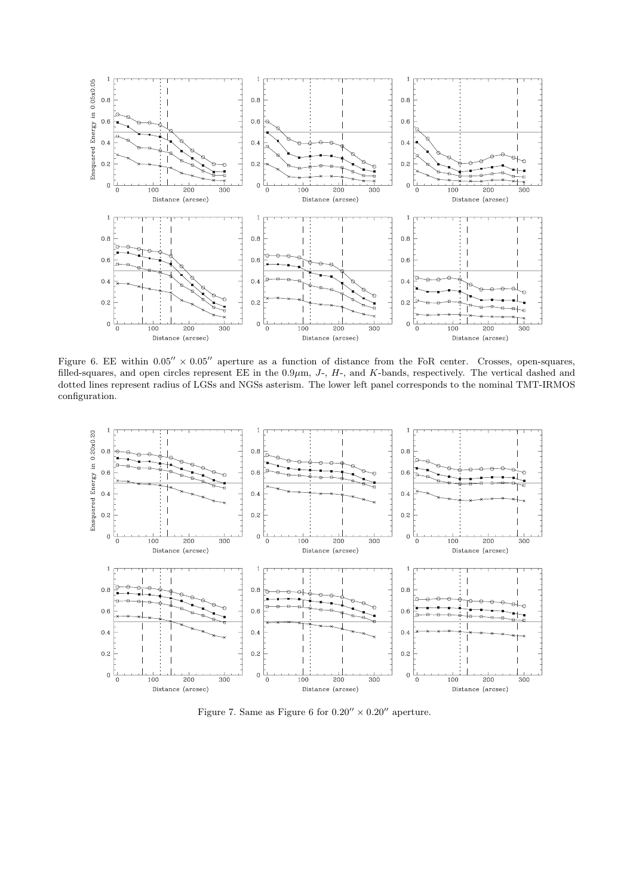Figure 6. EE within $0.05'' \times 0.05''$ aperture as a function of distance from the FoR center. Crosses, open-squares, filled-squares, and open circles represent EE in the $0.9\mu$m, $J$-, $H$-, and $K$-bands, respectively. The vertical dashed and dotted lines represent radius of LGSs and NGSs asterism. The lower left panel corresponds to the nominal TMT-IRMOS configuration.

Figure 7. Same as Figure 6 for $0.20'' \times 0.20''$ aperture.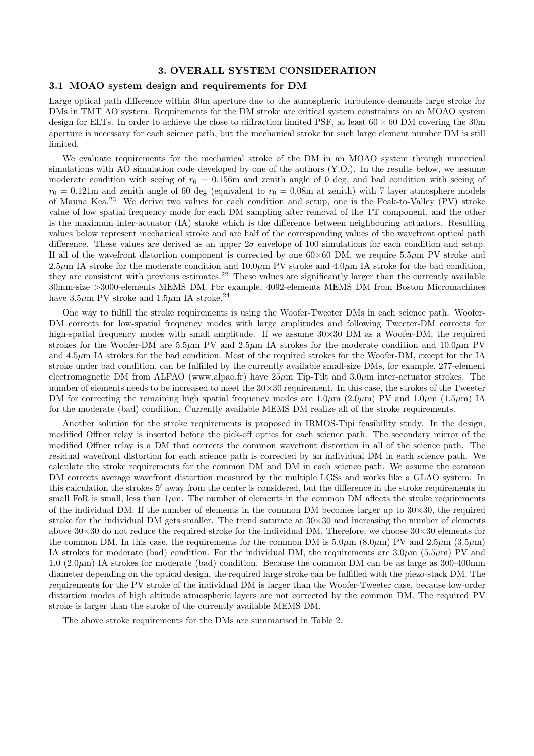# 3. OVERALL SYSTEM CONSIDERATION

## 3.1 MOAO system design and requirements for DM

Large optical path difference within 30m aperture due to the atmospheric turbulence demands large stroke for DMs in TMT AO system. Requirements for the DM stroke are critical system constraints on an MOAO system design for ELTs. In order to achieve the close to diffraction limited PSF, at least $60 \times 60$ DM covering the 30m aperture is necessary for each science path, but the mechanical stroke for such large element number DM is still limited.

We evaluate requirements for the mechanical stroke of the DM in an MOAO system through numerical simulations with AO simulation code developed by one of the authors (Y.O.). In the results below, we assume moderate condition with seeing of $r_0 = 0.156$m and zenith angle of 0 deg, and bad condition with seeing of $r_0 = 0.121$m and zenith angle of 60 deg (equivalent to $r_0 = 0.08$m at zenith) with 7 layer atmosphere models of Mauna Kea.[23] We derive two values for each condition and setup, one is the Peak-to-Valley (PV) stroke value of low spatial frequency mode for each DM sampling after removal of the TT component, and the other is the maximum inter-actuator (IA) stroke which is the difference between neighbouring actuators. Resulting values below represent mechanical stroke and are half of the corresponding values of the wavefront optical path difference. These values are derived as an upper $2\sigma$ envelope of 100 simulations for each condition and setup. If all of the wavefront distortion component is corrected by one $60{\times}60$ DM, we require $5.5\mu$m PV stroke and $2.5\mu$m IA stroke for the moderate condition and $10.0\mu$m PV stroke and $4.0\mu$m IA stroke for the bad condition, they are consistent with previous estimates.[22] These values are significantly larger than the currently available 30mm-size >3000-elements MEMS DM. For example, 4092-elements MEMS DM from Boston Micromachines have $3.5\mu$m PV stroke and $1.5\mu$m IA stroke.[24]

One way to fulfill the stroke requirements is using the Woofer-Tweeter DMs in each science path. Woofer-DM corrects for low-spatial frequency modes with large amplitudes and following Tweeter-DM corrects for high-spatial frequency modes with small amplitude. If we assume $30{\times}30$ DM as a Woofer-DM, the required strokes for the Woofer-DM are $5.5\mu$m PV and $2.5\mu$m IA strokes for the moderate condition and $10.0\mu$m PV and $4.5\mu$m IA strokes for the bad condition. Most of the required strokes for the Woofer-DM, except for the IA stroke under bad condition, can be fulfilled by the currently available small-size DMs, for example, 277-element electromagnetic DM from ALPAO (www.alpao.fr) have $25\mu$m Tip-Tilt and $3.0\mu$m inter-actuator strokes. The number of elements needs to be increased to meet the $30{\times}30$ requirement. In this case, the strokes of the Tweeter DM for correcting the remaining high spatial frequency modes are $1.0\mu$m ($2.0\mu$m) PV and $1.0\mu$m ($1.5\mu$m) IA for the moderate (bad) condition. Currently available MEMS DM realize all of the stroke requirements.

Another solution for the stroke requirements is proposed in IRMOS-Tipi feasibility study. In the design, modified Offner relay is inserted before the pick-off optics for each science path. The secondary mirror of the modified Offner relay is a DM that corrects the common wavefront distortion in all of the science path. The residual wavefront distortion for each science path is corrected by an individual DM in each science path. We calculate the stroke requirements for the common DM and DM in each science path. We assume the common DM corrects average wavefront distortion measured by the multiple LGSs and works like a GLAO system. In this calculation the strokes $5'$ away from the center is considered, but the difference in the stroke requirements in small FoR is small, less than $1\mu$m. The number of elements in the common DM affects the stroke requirements of the individual DM. If the number of elements in the common DM becomes larger up to $30{\times}30$, the required stroke for the individual DM gets smaller. The trend saturate at $30{\times}30$ and increasing the number of elements above $30{\times}30$ do not reduce the required stroke for the individual DM. Therefore, we choose $30{\times}30$ elements for the common DM. In this case, the requirements for the common DM is $5.0\mu$m ($8.0\mu$m) PV and $2.5\mu$m ($3.5\mu$m) IA strokes for moderate (bad) condition. For the individual DM, the requirements are $3.0\mu$m ($5.5\mu$m) PV and 1.0 ($2.0\mu$m) IA strokes for moderate (bad) condition. Because the common DM can be as large as 300-400mm diameter depending on the optical design, the required large stroke can be fulfilled with the piezo-stack DM. The requirements for the PV stroke of the individual DM is larger than the Woofer-Tweeter case, because low-order distortion modes of high altitude atmospheric layers are not corrected by the common DM. The required PV stroke is larger than the stroke of the currently available MEMS DM.

The above stroke requirements for the DMs are summarised in Table 2.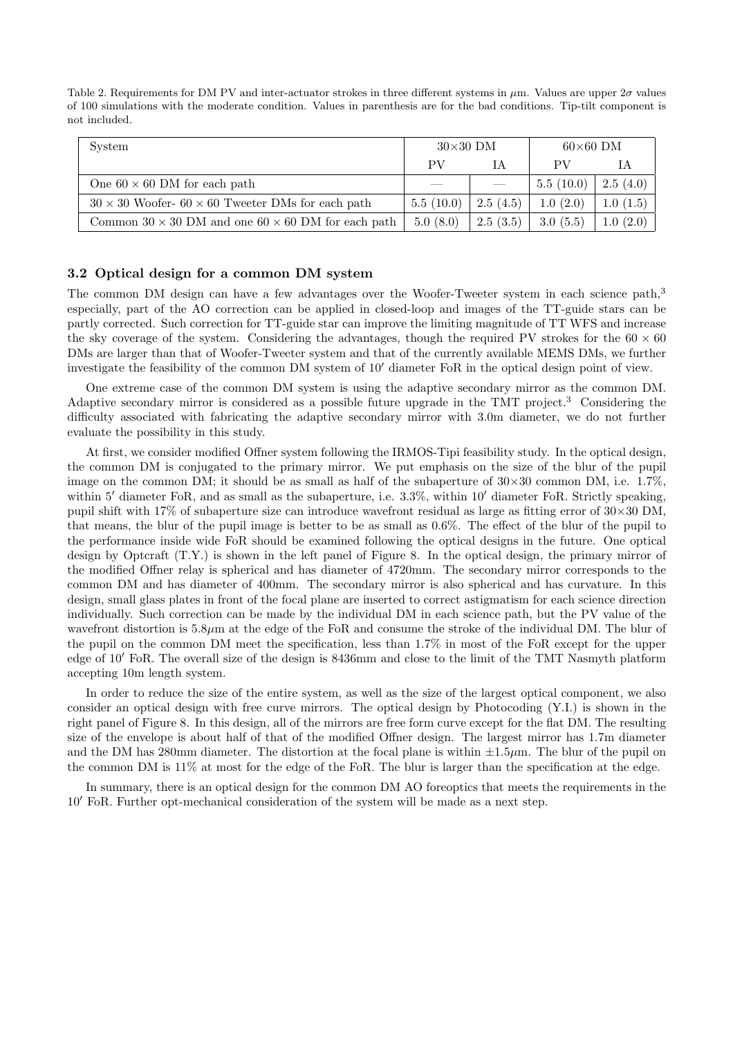Table 2. Requirements for DM PV and inter-actuator strokes in three different systems in $\mu$m. Values are upper $2\sigma$ values of 100 simulations with the moderate condition. Values in parenthesis are for the bad conditions. Tip-tilt component is not included.

| System | $30\times30$ DM | | $60\times60$ DM | |
|---|---|---|---|---|
| | PV | IA | PV | IA |
| One $60\times60$ DM for each path | — | — | 5.5 (10.0) | 2.5 (4.0) |
| $30\times30$ Woofer- $60\times60$ Tweeter DMs for each path | 5.5 (10.0) | 2.5 (4.5) | 1.0 (2.0) | 1.0 (1.5) |
| Common $30\times30$ DM and one $60\times60$ DM for each path | 5.0 (8.0) | 2.5 (3.5) | 3.0 (5.5) | 1.0 (2.0) |

### 3.2 Optical design for a common DM system

The common DM design can have a few advantages over the Woofer-Tweeter system in each science path,[3] especially, part of the AO correction can be applied in closed-loop and images of the TT-guide stars can be partly corrected. Such correction for TT-guide star can improve the limiting magnitude of TT WFS and increase the sky coverage of the system. Considering the advantages, though the required PV strokes for the $60\times60$ DMs are larger than that of Woofer-Tweeter system and that of the currently available MEMS DMs, we further investigate the feasibility of the common DM system of 10′ diameter FoR in the optical design point of view.

One extreme case of the common DM system is using the adaptive secondary mirror as the common DM. Adaptive secondary mirror is considered as a possible future upgrade in the TMT project.[3] Considering the difficulty associated with fabricating the adaptive secondary mirror with 3.0m diameter, we do not further evaluate the possibility in this study.

At first, we consider modified Offner system following the IRMOS-Tipi feasibility study. In the optical design, the common DM is conjugated to the primary mirror. We put emphasis on the size of the blur of the pupil image on the common DM; it should be as small as half of the subaperture of $30\times30$ common DM, i.e. 1.7%, within 5′ diameter FoR, and as small as the subaperture, i.e. 3.3%, within 10′ diameter FoR. Strictly speaking, pupil shift with 17% of subaperture size can introduce wavefront residual as large as fitting error of $30\times30$ DM, that means, the blur of the pupil image is better to be as small as 0.6%. The effect of the blur of the pupil to the performance inside wide FoR should be examined following the optical designs in the future. One optical design by Optcraft (T.Y.) is shown in the left panel of Figure 8. In the optical design, the primary mirror of the modified Offner relay is spherical and has diameter of 4720mm. The secondary mirror corresponds to the common DM and has diameter of 400mm. The secondary mirror is also spherical and has curvature. In this design, small glass plates in front of the focal plane are inserted to correct astigmatism for each science direction individually. Such correction can be made by the individual DM in each science path, but the PV value of the wavefront distortion is 5.8$\mu$m at the edge of the FoR and consume the stroke of the individual DM. The blur of the pupil on the common DM meet the specification, less than 1.7% in most of the FoR except for the upper edge of 10′ FoR. The overall size of the design is 8436mm and close to the limit of the TMT Nasmyth platform accepting 10m length system.

In order to reduce the size of the entire system, as well as the size of the largest optical component, we also consider an optical design with free curve mirrors. The optical design by Photocoding (Y.I.) is shown in the right panel of Figure 8. In this design, all of the mirrors are free form curve except for the flat DM. The resulting size of the envelope is about half of that of the modified Offner design. The largest mirror has 1.7m diameter and the DM has 280mm diameter. The distortion at the focal plane is within $\pm1.5\mu$m. The blur of the pupil on the common DM is 11% at most for the edge of the FoR. The blur is larger than the specification at the edge.

In summary, there is an optical design for the common DM AO foreoptics that meets the requirements in the 10′ FoR. Further opt-mechanical consideration of the system will be made as a next step.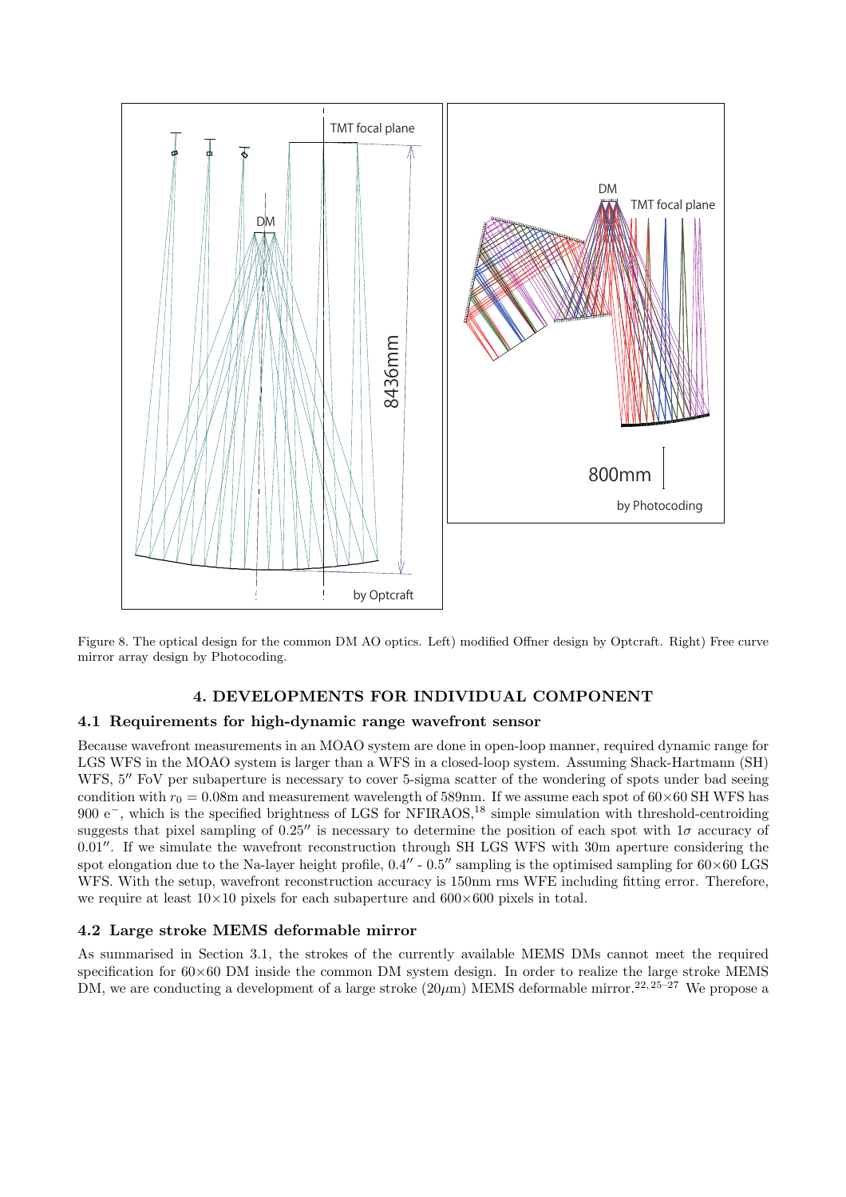Figure 8. The optical design for the common DM AO optics. Left) modified Offner design by Optcraft. Right) Free curve mirror array design by Photocoding.

## 4. DEVELOPMENTS FOR INDIVIDUAL COMPONENT

### 4.1 Requirements for high-dynamic range wavefront sensor

Because wavefront measurements in an MOAO system are done in open-loop manner, required dynamic range for LGS WFS in the MOAO system is larger than a WFS in a closed-loop system. Assuming Shack-Hartmann (SH) WFS, $5''$ FoV per subaperture is necessary to cover 5-sigma scatter of the wondering of spots under bad seeing condition with $r_0 = 0.08$m and measurement wavelength of 589nm. If we assume each spot of $60\times60$ SH WFS has 900 $e^-$, which is the specified brightness of LGS for NFIRAOS,[18] simple simulation with threshold-centroiding suggests that pixel sampling of $0.25''$ is necessary to determine the position of each spot with $1\sigma$ accuracy of $0.01''$. If we simulate the wavefront reconstruction through SH LGS WFS with 30m aperture considering the spot elongation due to the Na-layer height profile, $0.4''$ - $0.5''$ sampling is the optimised sampling for $60\times60$ LGS WFS. With the setup, wavefront reconstruction accuracy is 150nm rms WFE including fitting error. Therefore, we require at least $10\times10$ pixels for each subaperture and $600\times600$ pixels in total.

### 4.2 Large stroke MEMS deformable mirror

As summarised in Section 3.1, the strokes of the currently available MEMS DMs cannot meet the required specification for $60\times60$ DM inside the common DM system design. In order to realize the large stroke MEMS DM, we are conducting a development of a large stroke ($20\mu$m) MEMS deformable mirror.[22,25–27] We propose a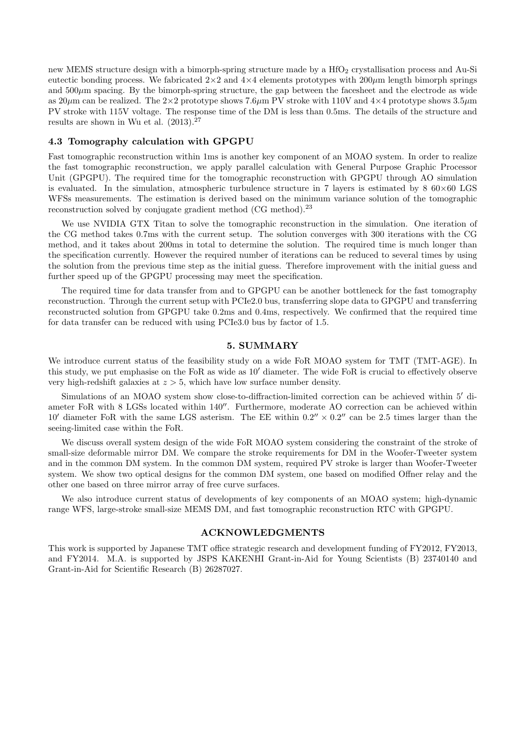new MEMS structure design with a bimorph-spring structure made by a $HfO_2$ crystallisation process and Au-Si eutectic bonding process. We fabricated $2\times2$ and $4\times4$ elements prototypes with $200\mu$m length bimorph springs and $500\mu$m spacing. By the bimorph-spring structure, the gap between the facesheet and the electrode as wide as $20\mu$m can be realized. The $2\times2$ prototype shows $7.6\mu$m PV stroke with 110V and $4\times4$ prototype shows $3.5\mu$m PV stroke with 115V voltage. The response time of the DM is less than 0.5ms. The details of the structure and results are shown in Wu et al. (2013).[27]

### 4.3 Tomography calculation with GPGPU

Fast tomographic reconstruction within 1ms is another key component of an MOAO system. In order to realize the fast tomographic reconstruction, we apply parallel calculation with General Purpose Graphic Processor Unit (GPGPU). The required time for the tomographic reconstruction with GPGPU through AO simulation is evaluated. In the simulation, atmospheric turbulence structure in 7 layers is estimated by 8 $60\times60$ LGS WFSs measurements. The estimation is derived based on the minimum variance solution of the tomographic reconstruction solved by conjugate gradient method (CG method).[23]

We use NVIDIA GTX Titan to solve the tomographic reconstruction in the simulation. One iteration of the CG method takes 0.7ms with the current setup. The solution converges with 300 iterations with the CG method, and it takes about 200ms in total to determine the solution. The required time is much longer than the specification currently. However the required number of iterations can be reduced to several times by using the solution from the previous time step as the initial guess. Therefore improvement with the initial guess and further speed up of the GPGPU processing may meet the specification.

The required time for data transfer from and to GPGPU can be another bottleneck for the fast tomography reconstruction. Through the current setup with PCIe2.0 bus, transferring slope data to GPGPU and transferring reconstructed solution from GPGPU take 0.2ms and 0.4ms, respectively. We confirmed that the required time for data transfer can be reduced with using PCIe3.0 bus by factor of 1.5.

## 5. SUMMARY

We introduce current status of the feasibility study on a wide FoR MOAO system for TMT (TMT-AGE). In this study, we put emphasise on the FoR as wide as $10'$ diameter. The wide FoR is crucial to effectively observe very high-redshift galaxies at $z > 5$, which have low surface number density.

Simulations of an MOAO system show close-to-diffraction-limited correction can be achieved within $5'$ diameter FoR with 8 LGSs located within $140''$. Furthermore, moderate AO correction can be achieved within $10'$ diameter FoR with the same LGS asterism. The EE within $0.2'' \times 0.2''$ can be 2.5 times larger than the seeing-limited case within the FoR.

We discuss overall system design of the wide FoR MOAO system considering the constraint of the stroke of small-size deformable mirror DM. We compare the stroke requirements for DM in the Woofer-Tweeter system and in the common DM system. In the common DM system, required PV stroke is larger than Woofer-Tweeter system. We show two optical designs for the common DM system, one based on modified Offner relay and the other one based on three mirror array of free curve surfaces.

We also introduce current status of developments of key components of an MOAO system; high-dynamic range WFS, large-stroke small-size MEMS DM, and fast tomographic reconstruction RTC with GPGPU.

## ACKNOWLEDGMENTS

This work is supported by Japanese TMT office strategic research and development funding of FY2012, FY2013, and FY2014. M.A. is supported by JSPS KAKENHI Grant-in-Aid for Young Scientists (B) 23740140 and Grant-in-Aid for Scientific Research (B) 26287027.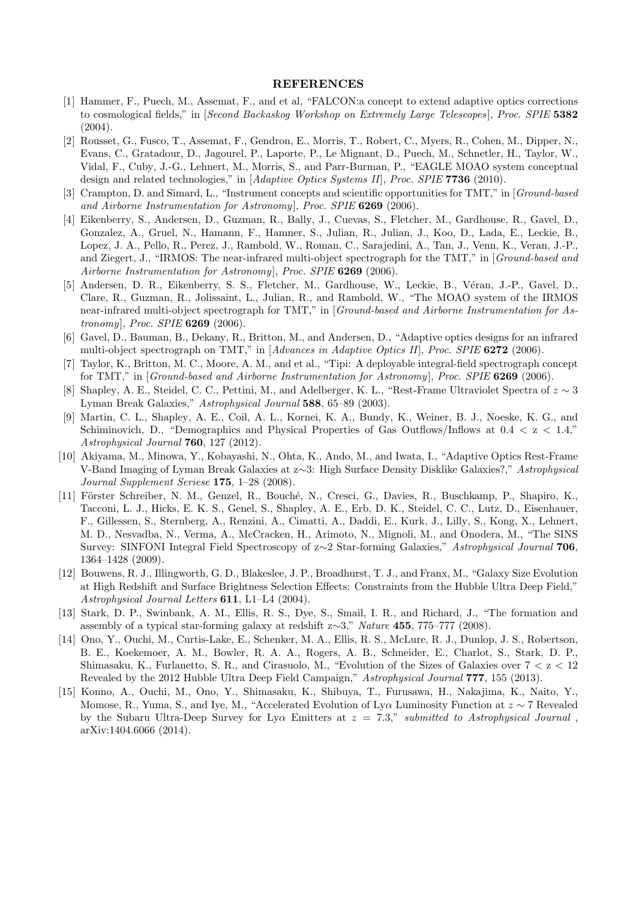## REFERENCES

[1] Hammer, F., Puech, M., Assemat, F., and et al, "FALCON:a concept to extend adaptive optics corrections to cosmological fields," in [*Second Backaskog Workshop on Extremely Large Telescopes*], *Proc. SPIE* **5382** (2004).

[2] Rousset, G., Fusco, T., Assemat, F., Gendron, E., Morris, T., Robert, C., Myers, R., Cohen, M., Dipper, N., Evans, C., Gratadour, D., Jagourel, P., Laporte, P., Le Mignant, D., Puech, M., Schnetler, H., Taylor, W., Vidal, F., Cuby, J.-G., Lehnert, M., Morris, S., and Parr-Burman, P., "EAGLE MOAO system conceptual design and related technologies," in [*Adaptive Optics Systems II*], *Proc. SPIE* **7736** (2010).

[3] Crampton, D. and Simard, L., "Instrument concepts and scientific opportunities for TMT," in [*Ground-based and Airborne Instrumentation for Astronomy*], *Proc. SPIE* **6269** (2006).

[4] Eikenberry, S., Andersen, D., Guzman, R., Bally, J., Cuevas, S., Fletcher, M., Gardhouse, R., Gavel, D., Gonzalez, A., Gruel, N., Hamann, F., Hamner, S., Julian, R., Julian, J., Koo, D., Lada, E., Leckie, B., Lopez, J. A., Pello, R., Perez, J., Rambold, W., Roman, C., Sarajedini, A., Tan, J., Venn, K., Veran, J.-P., and Ziegert, J., "IRMOS: The near-infrared multi-object spectrograph for the TMT," in [*Ground-based and Airborne Instrumentation for Astronomy*], *Proc. SPIE* **6269** (2006).

[5] Andersen, D. R., Eikenberry, S. S., Fletcher, M., Gardhouse, W., Leckie, B., Véran, J.-P., Gavel, D., Clare, R., Guzman, R., Jolissaint, L., Julian, R., and Rambold, W., "The MOAO system of the IRMOS near-infrared multi-object spectrograph for TMT," in [*Ground-based and Airborne Instrumentation for Astronomy*], *Proc. SPIE* **6269** (2006).

[6] Gavel, D., Bauman, B., Dekany, R., Britton, M., and Andersen, D., "Adaptive optics designs for an infrared multi-object spectrograph on TMT," in [*Advances in Adaptive Optics II*], *Proc. SPIE* **6272** (2006).

[7] Taylor, K., Britton, M. C., Moore, A. M., and et al., "Tipi: A deployable integral-field spectrograph concept for TMT," in [*Ground-based and Airborne Instrumentation for Astronomy*], *Proc. SPIE* **6269** (2006).

[8] Shapley, A. E., Steidel, C. C., Pettini, M., and Adelberger, K. L., "Rest-Frame Ultraviolet Spectra of $z \sim 3$ Lyman Break Galaxies," *Astrophysical Journal* **588**, 65–89 (2003).

[9] Martin, C. L., Shapley, A. E., Coil, A. L., Kornei, K. A., Bundy, K., Weiner, B. J., Noeske, K. G., and Schiminovich, D., "Demographics and Physical Properties of Gas Outflows/Inflows at $0.4 < z < 1.4$," *Astrophysical Journal* **760**, 127 (2012).

[10] Akiyama, M., Minowa, Y., Kobayashi, N., Ohta, K., Ando, M., and Iwata, I., "Adaptive Optics Rest-Frame V-Band Imaging of Lyman Break Galaxies at z∼3: High Surface Density Disklike Galaxies?," *Astrophysical Journal Supplement Seriese* **175**, 1–28 (2008).

[11] Förster Schreiber, N. M., Genzel, R., Bouché, N., Cresci, G., Davies, R., Buschkamp, P., Shapiro, K., Tacconi, L. J., Hicks, E. K. S., Genel, S., Shapley, A. E., Erb, D. K., Steidel, C. C., Lutz, D., Eisenhauer, F., Gillessen, S., Sternberg, A., Renzini, A., Cimatti, A., Daddi, E., Kurk, J., Lilly, S., Kong, X., Lehnert, M. D., Nesvadba, N., Verma, A., McCracken, H., Arimoto, N., Mignoli, M., and Onodera, M., "The SINS Survey: SINFONI Integral Field Spectroscopy of z∼2 Star-forming Galaxies," *Astrophysical Journal* **706**, 1364–1428 (2009).

[12] Bouwens, R. J., Illingworth, G. D., Blakeslee, J. P., Broadhurst, T. J., and Franx, M., "Galaxy Size Evolution at High Redshift and Surface Brightness Selection Effects: Constraints from the Hubble Ultra Deep Field," *Astrophysical Journal Letters* **611**, L1–L4 (2004).

[13] Stark, D. P., Swinbank, A. M., Ellis, R. S., Dye, S., Smail, I. R., and Richard, J., "The formation and assembly of a typical star-forming galaxy at redshift z∼3," *Nature* **455**, 775–777 (2008).

[14] Ono, Y., Ouchi, M., Curtis-Lake, E., Schenker, M. A., Ellis, R. S., McLure, R. J., Dunlop, J. S., Robertson, B. E., Koekemoer, A. M., Bowler, R. A. A., Rogers, A. B., Schneider, E., Charlot, S., Stark, D. P., Shimasaku, K., Furlanetto, S. R., and Cirasuolo, M., "Evolution of the Sizes of Galaxies over $7 < z < 12$ Revealed by the 2012 Hubble Ultra Deep Field Campaign," *Astrophysical Journal* **777**, 155 (2013).

[15] Konno, A., Ouchi, M., Ono, Y., Shimasaku, K., Shibuya, T., Furusawa, H., Nakajima, K., Naito, Y., Momose, R., Yuma, S., and Iye, M., "Accelerated Evolution of Ly$\alpha$ Luminosity Function at $z \sim 7$ Revealed by the Subaru Ultra-Deep Survey for Ly$\alpha$ Emitters at $z = 7.3$," *submitted to Astrophysical Journal* , arXiv:1404.6066 (2014).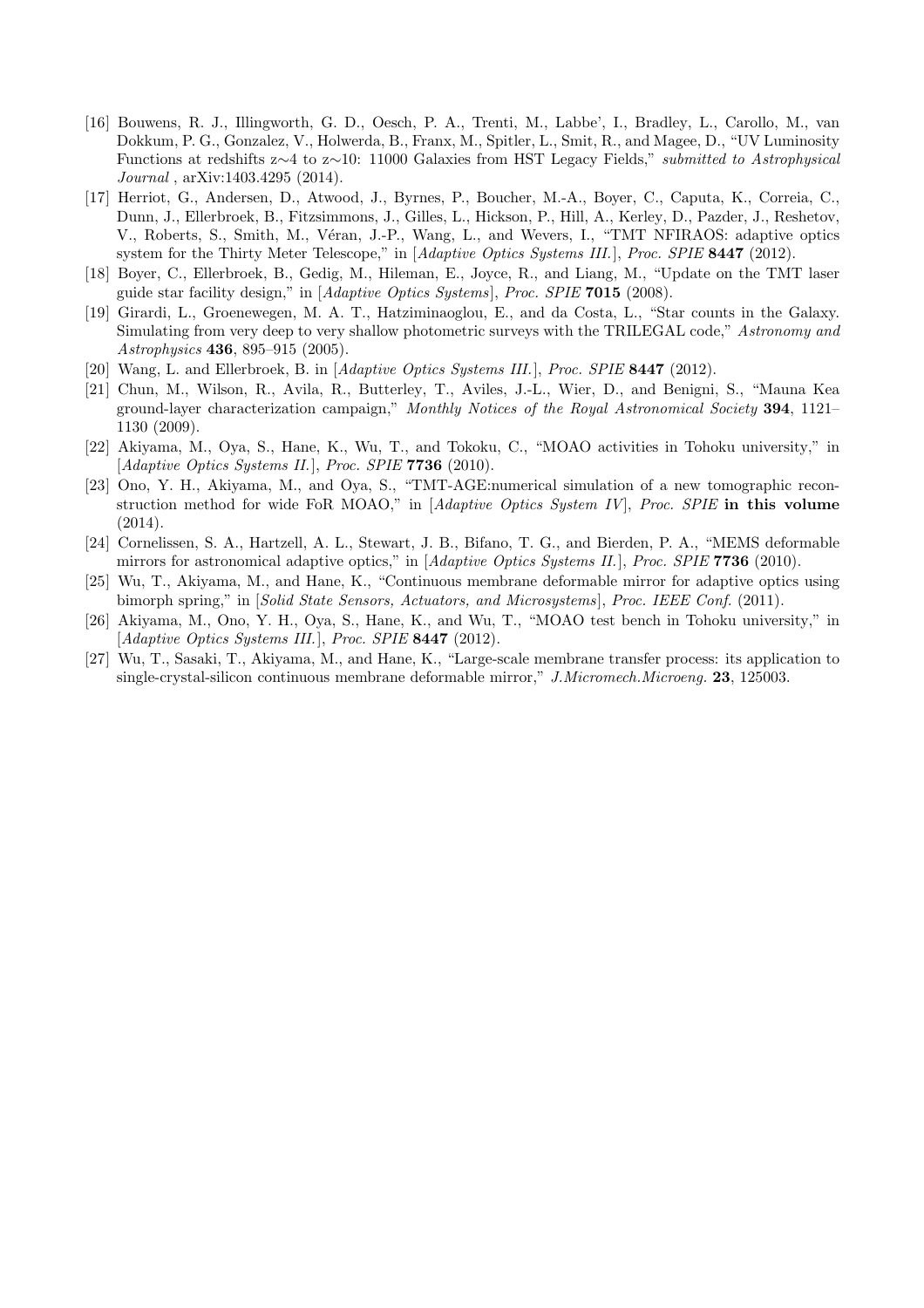[16] Bouwens, R. J., Illingworth, G. D., Oesch, P. A., Trenti, M., Labbe', I., Bradley, L., Carollo, M., van Dokkum, P. G., Gonzalez, V., Holwerda, B., Franx, M., Spitler, L., Smit, R., and Magee, D., "UV Luminosity Functions at redshifts z∼4 to z∼10: 11000 Galaxies from HST Legacy Fields," *submitted to Astrophysical Journal* , arXiv:1403.4295 (2014).

[17] Herriot, G., Andersen, D., Atwood, J., Byrnes, P., Boucher, M.-A., Boyer, C., Caputa, K., Correia, C., Dunn, J., Ellerbroek, B., Fitzsimmons, J., Gilles, L., Hickson, P., Hill, A., Kerley, D., Pazder, J., Reshetov, V., Roberts, S., Smith, M., Véran, J.-P., Wang, L., and Wevers, I., "TMT NFIRAOS: adaptive optics system for the Thirty Meter Telescope," in [*Adaptive Optics Systems III.*], *Proc. SPIE* **8447** (2012).

[18] Boyer, C., Ellerbroek, B., Gedig, M., Hileman, E., Joyce, R., and Liang, M., "Update on the TMT laser guide star facility design," in [*Adaptive Optics Systems*], *Proc. SPIE* **7015** (2008).

[19] Girardi, L., Groenewegen, M. A. T., Hatziminaoglou, E., and da Costa, L., "Star counts in the Galaxy. Simulating from very deep to very shallow photometric surveys with the TRILEGAL code," *Astronomy and Astrophysics* **436**, 895–915 (2005).

[20] Wang, L. and Ellerbroek, B. in [*Adaptive Optics Systems III.*], *Proc. SPIE* **8447** (2012).

[21] Chun, M., Wilson, R., Avila, R., Butterley, T., Aviles, J.-L., Wier, D., and Benigni, S., "Mauna Kea ground-layer characterization campaign," *Monthly Notices of the Royal Astronomical Society* **394**, 1121–1130 (2009).

[22] Akiyama, M., Oya, S., Hane, K., Wu, T., and Tokoku, C., "MOAO activities in Tohoku university," in [*Adaptive Optics Systems II.*], *Proc. SPIE* **7736** (2010).

[23] Ono, Y. H., Akiyama, M., and Oya, S., "TMT-AGE:numerical simulation of a new tomographic reconstruction method for wide FoR MOAO," in [*Adaptive Optics System IV*], *Proc. SPIE* **in this volume** (2014).

[24] Cornelissen, S. A., Hartzell, A. L., Stewart, J. B., Bifano, T. G., and Bierden, P. A., "MEMS deformable mirrors for astronomical adaptive optics," in [*Adaptive Optics Systems II.*], *Proc. SPIE* **7736** (2010).

[25] Wu, T., Akiyama, M., and Hane, K., "Continuous membrane deformable mirror for adaptive optics using bimorph spring," in [*Solid State Sensors, Actuators, and Microsystems*], *Proc. IEEE Conf.* (2011).

[26] Akiyama, M., Ono, Y. H., Oya, S., Hane, K., and Wu, T., "MOAO test bench in Tohoku university," in [*Adaptive Optics Systems III.*], *Proc. SPIE* **8447** (2012).

[27] Wu, T., Sasaki, T., Akiyama, M., and Hane, K., "Large-scale membrane transfer process: its application to single-crystal-silicon continuous membrane deformable mirror," *J.Micromech.Microeng.* **23**, 125003.